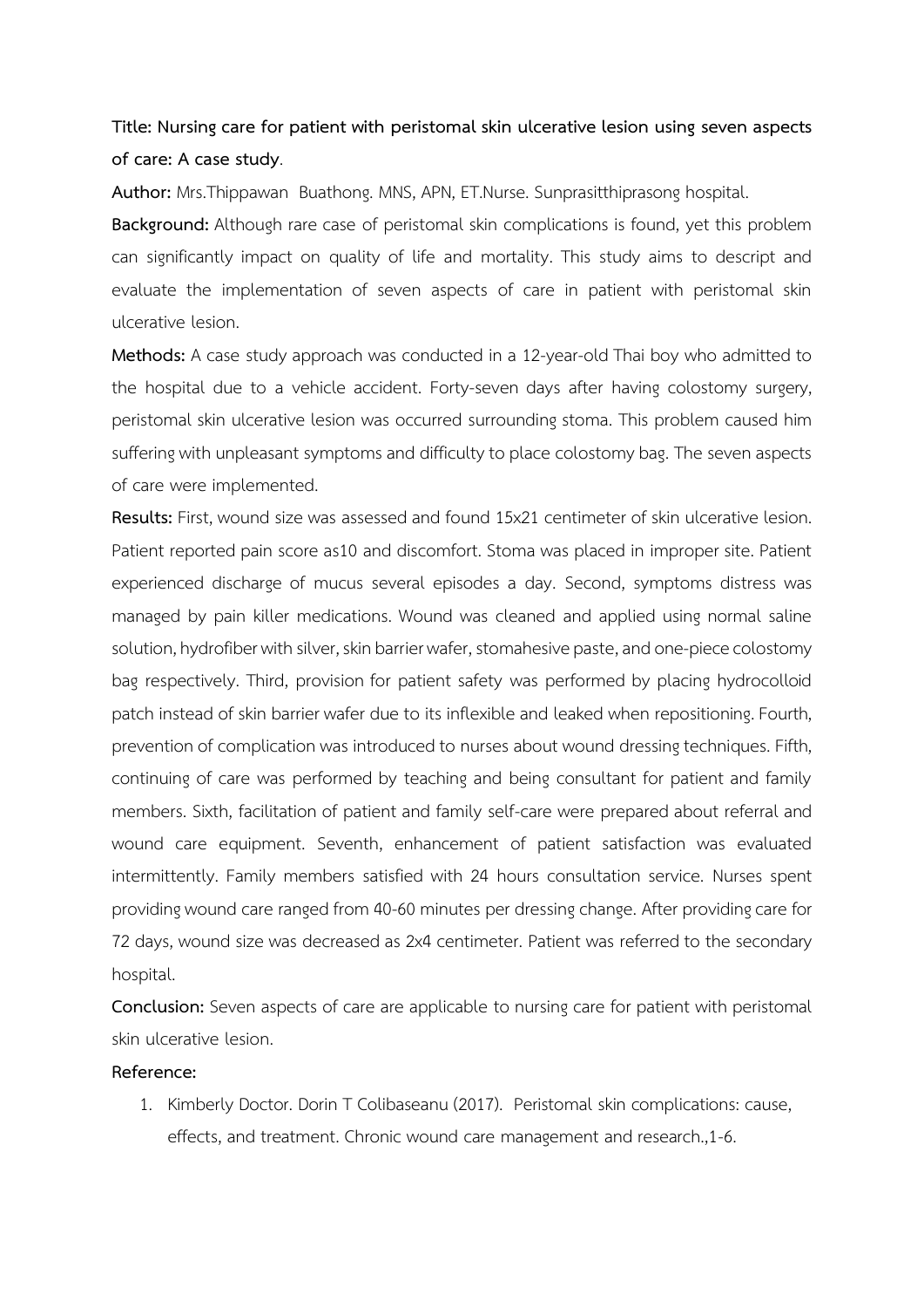**Title: Nursing care for patient with peristomal skin ulcerative lesion using seven aspects of care: A case study**.

**Author:** Mrs.Thippawan Buathong. MNS, APN, ET.Nurse. Sunprasitthiprasong hospital.

**Background:** Although rare case of peristomal skin complications is found, yet this problem can significantly impact on quality of life and mortality. This study aims to descript and evaluate the implementation of seven aspects of care in patient with peristomal skin ulcerative lesion.

**Methods:** A case study approach was conducted in a 12-year-old Thai boy who admitted to the hospital due to a vehicle accident. Forty-seven days after having colostomy surgery, peristomal skin ulcerative lesion was occurred surrounding stoma. This problem caused him suffering with unpleasant symptoms and difficulty to place colostomy bag. The seven aspects of care were implemented.

**Results:** First, wound size was assessed and found 15x21 centimeter of skin ulcerative lesion. Patient reported pain score as10 and discomfort. Stoma was placed in improper site. Patient experienced discharge of mucus several episodes a day. Second, symptoms distress was managed by pain killer medications. Wound was cleaned and applied using normal saline solution, hydrofiber with silver, skin barrier wafer, stomahesive paste, and one-piece colostomy bag respectively. Third, provision for patient safety was performed by placing hydrocolloid patch instead of skin barrier wafer due to its inflexible and leaked when repositioning. Fourth, prevention of complication was introduced to nurses about wound dressing techniques. Fifth, continuing of care was performed by teaching and being consultant for patient and family members. Sixth, facilitation of patient and family self-care were prepared about referral and wound care equipment. Seventh, enhancement of patient satisfaction was evaluated intermittently. Family members satisfied with 24 hours consultation service. Nurses spent providing wound care ranged from 40-60 minutes per dressing change. After providing care for 72 days, wound size was decreased as 2x4 centimeter. Patient was referred to the secondary hospital.

**Conclusion:** Seven aspects of care are applicable to nursing care for patient with peristomal skin ulcerative lesion.

**Reference:**

1. Kimberly Doctor. Dorin T Colibaseanu (2017). Peristomal skin complications: cause, effects, and treatment. Chronic wound care management and research.,1-6.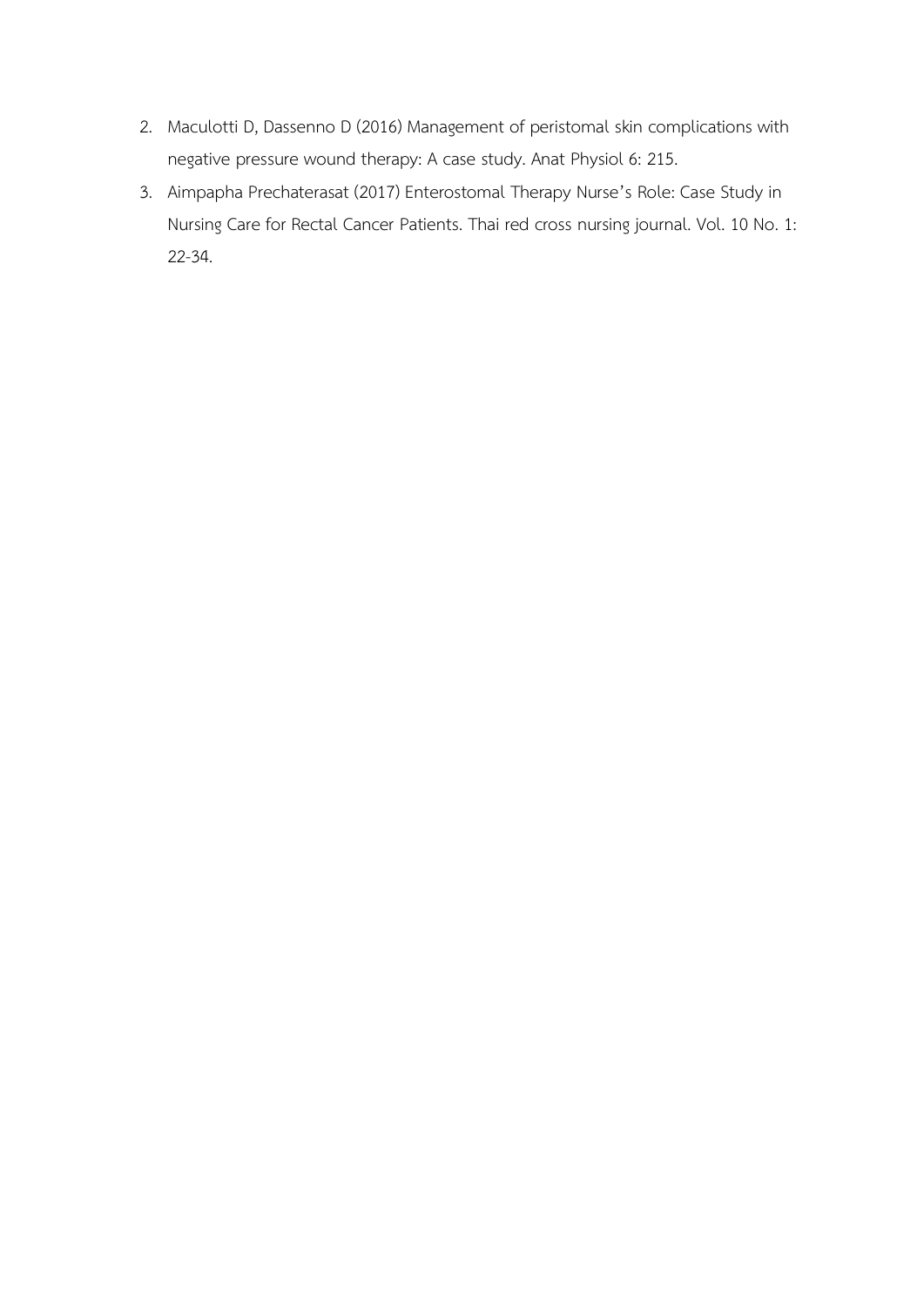2. Maculotti D, Dassenno D (2016) Management of peristomal skin complications with negative pressure wound therapy: A case study. Anat Physiol 6: 215.
3. Aimpapha Prechaterasat (2017) Enterostomal Therapy Nurse's Role: Case Study in Nursing Care for Rectal Cancer Patients. Thai red cross nursing journal. Vol. 10 No. 1: 22-34.